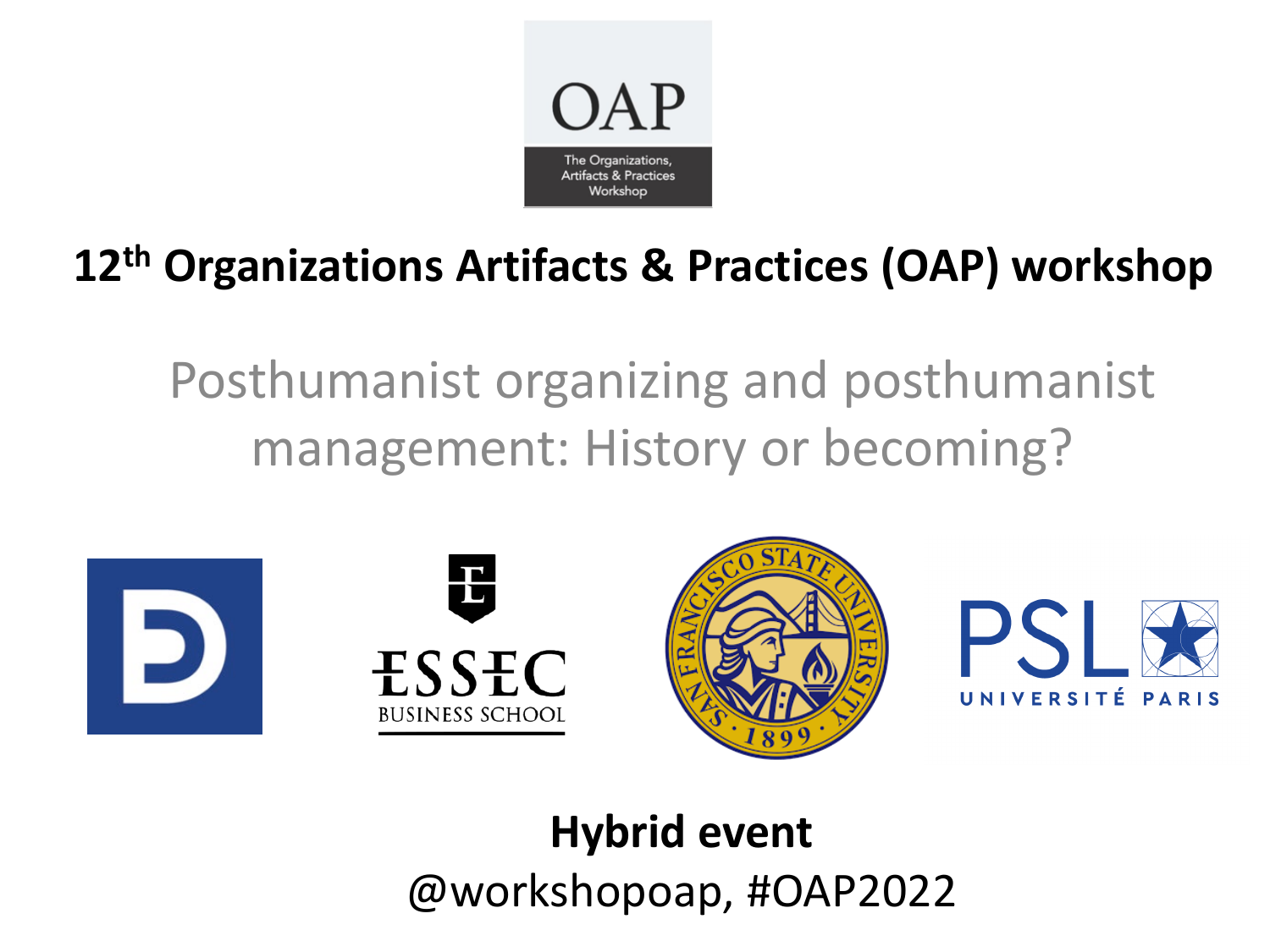OAP

The Organizations, Artifacts & Practices Workshop

# 12th Organizations Artifacts & Practices (OAP) workshop

## Posthumanist organizing and posthumanist management: History or becoming?

**Hybrid event**

@workshopoap, #OAP2022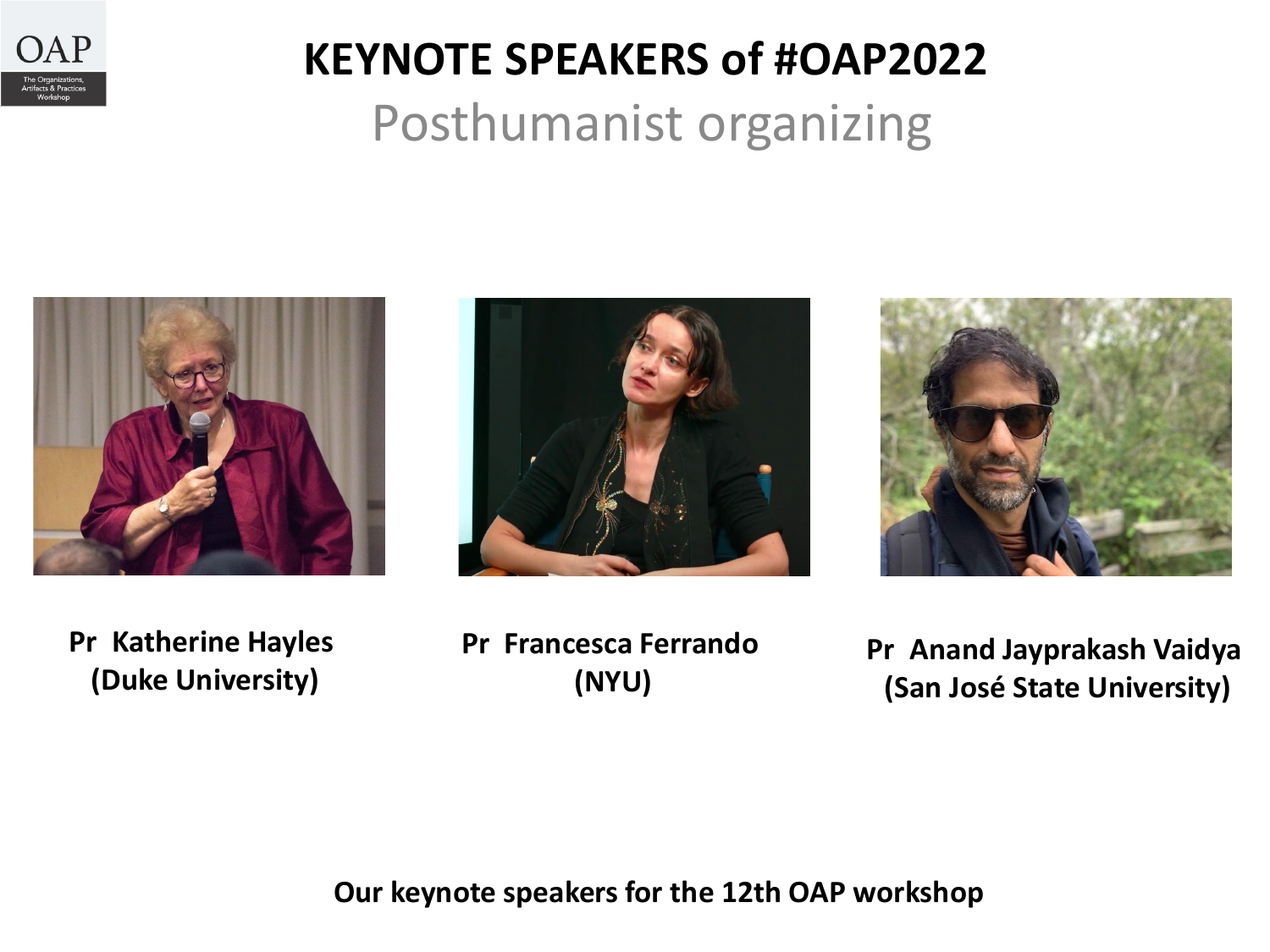# KEYNOTE SPEAKERS of #OAP2022

## Posthumanist organizing

**Pr Katherine Hayles (Duke University)**

**Pr Francesca Ferrando (NYU)**

**Pr Anand Jayprakash Vaidya (San José State University)**

**Our keynote speakers for the 12th OAP workshop**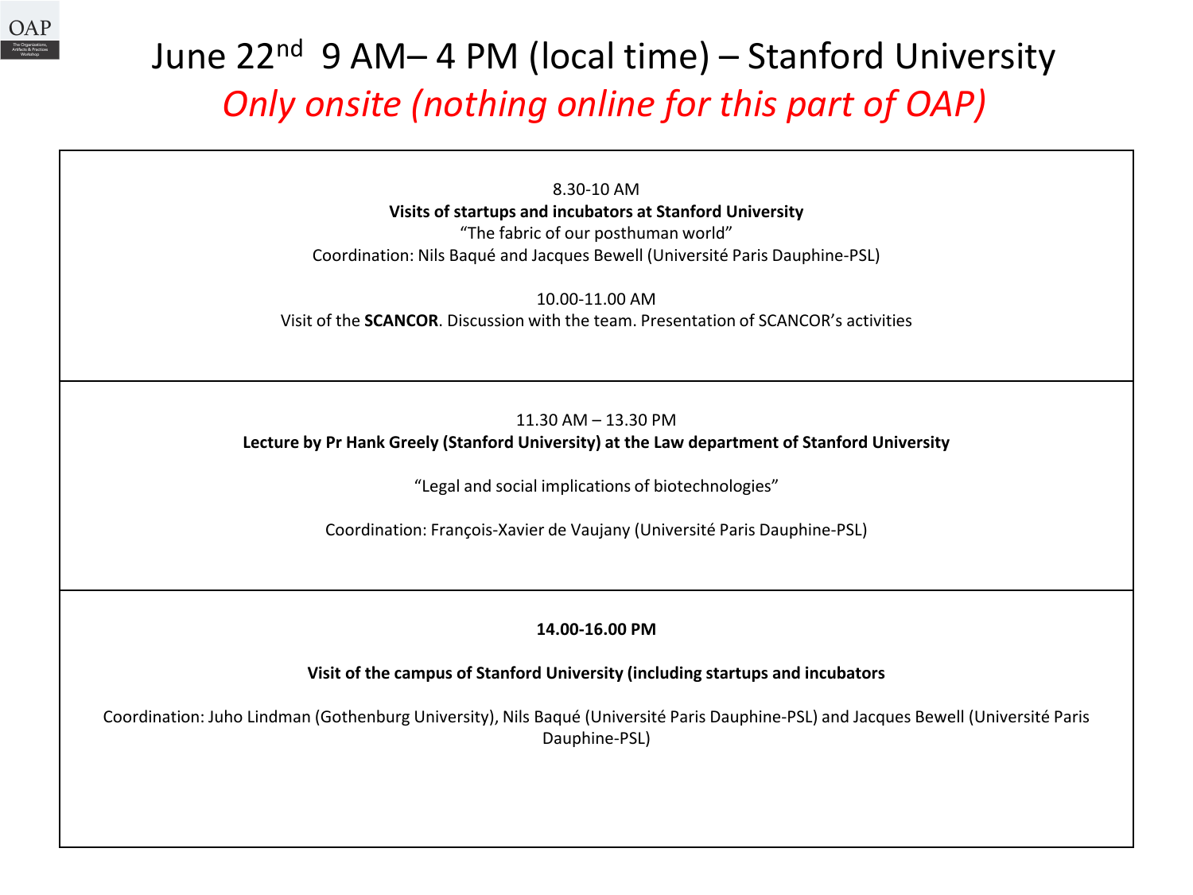# June 22nd 9 AM– 4 PM (local time) – Stanford University

*Only onsite (nothing online for this part of OAP)*

8.30-10 AM

**Visits of startups and incubators at Stanford University**

"The fabric of our posthuman world"

Coordination: Nils Baqué and Jacques Bewell (Université Paris Dauphine-PSL)

10.00-11.00 AM

Visit of the **SCANCOR**. Discussion with the team. Presentation of SCANCOR's activities

---

11.30 AM – 13.30 PM

**Lecture by Pr Hank Greely (Stanford University) at the Law department of Stanford University**

"Legal and social implications of biotechnologies"

Coordination: François-Xavier de Vaujany (Université Paris Dauphine-PSL)

---

**14.00-16.00 PM**

**Visit of the campus of Stanford University (including startups and incubators**

Coordination: Juho Lindman (Gothenburg University), Nils Baqué (Université Paris Dauphine-PSL) and Jacques Bewell (Université Paris Dauphine-PSL)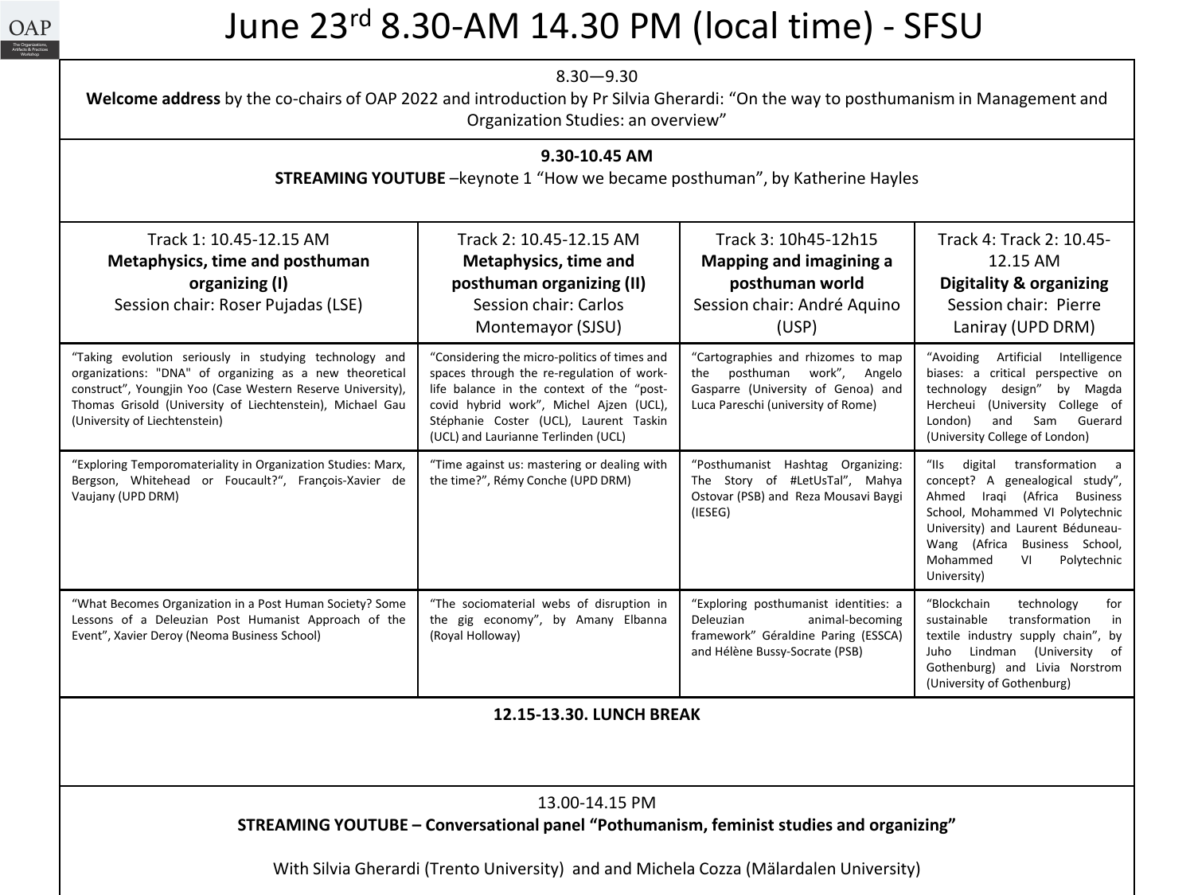# June 23rd 8.30-AM 14.30 PM (local time) - SFSU

8.30—9.30

**Welcome address** by the co-chairs of OAP 2022 and introduction by Pr Silvia Gherardi: "On the way to posthumanism in Management and Organization Studies: an overview"

**9.30-10.45 AM**

**STREAMING YOUTUBE** –keynote 1 "How we became posthuman", by Katherine Hayles

| Track 1: 10.45-12.15 AM **Metaphysics, time and posthuman organizing (I)** Session chair: Roser Pujadas (LSE) | Track 2: 10.45-12.15 AM **Metaphysics, time and posthuman organizing (II)** Session chair: Carlos Montemayor (SJSU) | Track 3: 10h45-12h15 **Mapping and imagining a posthuman world** Session chair: André Aquino (USP) | Track 4: Track 2: 10.45-12.15 AM **Digitality & organizing** Session chair: Pierre Laniray (UPD DRM) |
|---|---|---|---|
| "Taking evolution seriously in studying technology and organizations: "DNA" of organizing as a new theoretical construct", Youngjin Yoo (Case Western Reserve University), Thomas Grisold (University of Liechtenstein), Michael Gau (University of Liechtenstein) | "Considering the micro-politics of times and spaces through the re-regulation of work-life balance in the context of the "post-covid hybrid work", Michel Ajzen (UCL), Stéphanie Coster (UCL), Laurent Taskin (UCL) and Laurianne Terlinden (UCL) | "Cartographies and rhizomes to map the posthuman work", Angelo Gasparre (University of Genoa) and Luca Pareschi (university of Rome) | "Avoiding Artificial Intelligence biases: a critical perspective on technology design" by Magda Hercheui (University College of London) and Sam Guerard (University College of London) |
| "Exploring Temporomateriality in Organization Studies: Marx, Bergson, Whitehead or Foucault?", François-Xavier de Vaujany (UPD DRM) | "Time against us: mastering or dealing with the time?", Rémy Conche (UPD DRM) | "Posthumanist Hashtag Organizing: The Story of #LetUsTal", Mahya Ostovar (PSB) and Reza Mousavi Baygi (IESEG) | "IIs digital transformation a concept? A genealogical study", Ahmed Iraqi (Africa Business School, Mohammed VI Polytechnic University) and Laurent Béduneau-Wang (Africa Business School, Mohammed VI Polytechnic University) |
| "What Becomes Organization in a Post Human Society? Some Lessons of a Deleuzian Post Humanist Approach of the Event", Xavier Deroy (Neoma Business School) | "The sociomaterial webs of disruption in the gig economy", by Amany Elbanna (Royal Holloway) | "Exploring posthumanist identities: a Deleuzian animal-becoming framework" Géraldine Paring (ESSCA) and Hélène Bussy-Socrate (PSB) | "Blockchain technology for sustainable transformation in textile industry supply chain", by Juho Lindman (University of Gothenburg) and Livia Norstrom (University of Gothenburg) |

**12.15-13.30. LUNCH BREAK**

13.00-14.15 PM

**STREAMING YOUTUBE – Conversational panel "Pothumanism, feminist studies and organizing"**

With Silvia Gherardi (Trento University) and and Michela Cozza (Mälardalen University)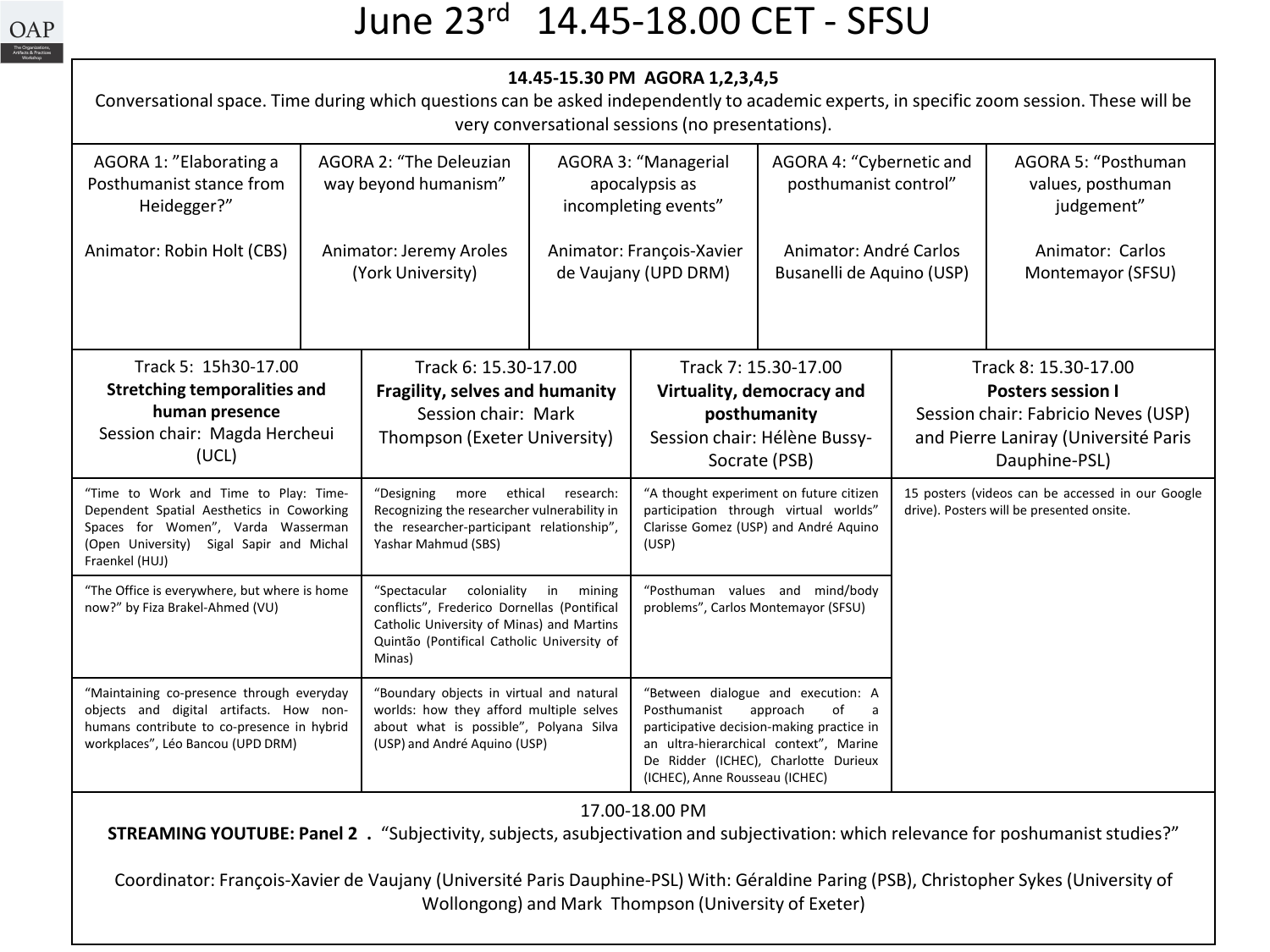# June 23[rd] 14.45-18.00 CET - SFSU

**14.45-15.30 PM AGORA 1,2,3,4,5**

Conversational space. Time during which questions can be asked independently to academic experts, in specific zoom session. These will be very conversational sessions (no presentations).

| AGORA 1: "Elaborating a Posthumanist stance from Heidegger?" | AGORA 2: "The Deleuzian way beyond humanism" | AGORA 3: "Managerial apocalypsis as incompleting events" | AGORA 4: "Cybernetic and posthumanist control" | AGORA 5: "Posthuman values, posthuman judgement" |
|---|---|---|---|---|
| Animator: Robin Holt (CBS) | Animator: Jeremy Aroles (York University) | Animator: François-Xavier de Vaujany (UPD DRM) | Animator: André Carlos Busanelli de Aquino (USP) | Animator: Carlos Montemayor (SFSU) |

| Track 5: 15h30-17.00 **Stretching temporalities and human presence** Session chair: Magda Hercheui (UCL) | Track 6: 15.30-17.00 **Fragility, selves and humanity** Session chair: Mark Thompson (Exeter University) | Track 7: 15.30-17.00 **Virtuality, democracy and posthumanity** Session chair: Hélène Bussy-Socrate (PSB) | Track 8: 15.30-17.00 **Posters session I** Session chair: Fabricio Neves (USP) and Pierre Laniray (Université Paris Dauphine-PSL) |
|---|---|---|---|
| "Time to Work and Time to Play: Time-Dependent Spatial Aesthetics in Coworking Spaces for Women", Varda Wasserman (Open University) Sigal Sapir and Michal Fraenkel (HUJ) | "Designing more ethical research: Recognizing the researcher vulnerability in the researcher-participant relationship", Yashar Mahmud (SBS) | "A thought experiment on future citizen participation through virtual worlds" Clarisse Gomez (USP) and André Aquino (USP) | 15 posters (videos can be accessed in our Google drive). Posters will be presented onsite. |
| "The Office is everywhere, but where is home now?" by Fiza Brakel-Ahmed (VU) | "Spectacular coloniality in mining conflicts", Frederico Dornellas (Pontifical Catholic University of Minas) and Martins Quintão (Pontifical Catholic University of Minas) | "Posthuman values and mind/body problems", Carlos Montemayor (SFSU) | |
| "Maintaining co-presence through everyday objects and digital artifacts. How non-humans contribute to co-presence in hybrid workplaces", Léo Bancou (UPD DRM) | "Boundary objects in virtual and natural worlds: how they afford multiple selves about what is possible", Polyana Silva (USP) and André Aquino (USP) | "Between dialogue and execution: A Posthumanist approach of a participative decision-making practice in an ultra-hierarchical context", Marine De Ridder (ICHEC), Charlotte Durieux (ICHEC), Anne Rousseau (ICHEC) | |

17.00-18.00 PM

**STREAMING YOUTUBE: Panel 2 .** "Subjectivity, subjects, asubjectivation and subjectivation: which relevance for poshumanist studies?"

Coordinator: François-Xavier de Vaujany (Université Paris Dauphine-PSL) With: Géraldine Paring (PSB), Christopher Sykes (University of Wollongong) and Mark Thompson (University of Exeter)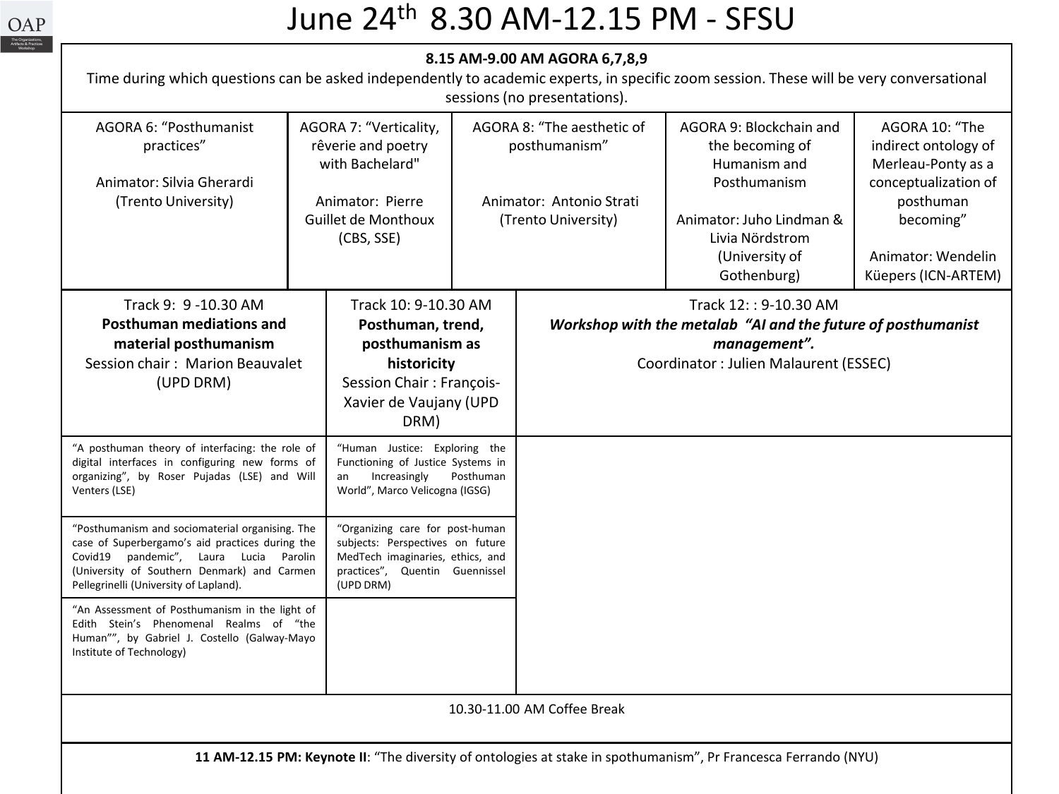# June 24th 8.30 AM-12.15 PM - SFSU

**8.15 AM-9.00 AM AGORA 6,7,8,9**
Time during which questions can be asked independently to academic experts, in specific zoom session. These will be very conversational sessions (no presentations).

| AGORA 6: "Posthumanist practices" | AGORA 7: "Verticality, rêverie and poetry with Bachelard" | AGORA 8: "The aesthetic of posthumanism" | AGORA 9: Blockchain and the becoming of Humanism and Posthumanism | AGORA 10: "The indirect ontology of Merleau-Ponty as a conceptualization of posthuman becoming" |
|---|---|---|---|---|
| Animator: Silvia Gherardi (Trento University) | Animator: Pierre Guillet de Monthoux (CBS, SSE) | Animator: Antonio Strati (Trento University) | Animator: Juho Lindman & Livia Nördstrom (University of Gothenburg) | Animator: Wendelin Küepers (ICN-ARTEM) |

| Track 9: 9 -10.30 AM **Posthuman mediations and material posthumanism** Session chair : Marion Beauvalet (UPD DRM) | Track 10: 9-10.30 AM **Posthuman, trend, posthumanism as historicity** Session Chair : François-Xavier de Vaujany (UPD DRM) | Track 12: : 9-10.30 AM ***Workshop with the metalab "AI and the future of posthumanist management".*** Coordinator : Julien Malaurent (ESSEC) |
|---|---|---|
| "A posthuman theory of interfacing: the role of digital interfaces in configuring new forms of organizing", by Roser Pujadas (LSE) and Will Venters (LSE) | "Human Justice: Exploring the Functioning of Justice Systems in an Increasingly Posthuman World", Marco Velicogna (IGSG) | |
| "Posthumanism and sociomaterial organising. The case of Superbergamo's aid practices during the Covid19 pandemic", Laura Lucia Parolin (University of Southern Denmark) and Carmen Pellegrinelli (University of Lapland). | "Organizing care for post-human subjects: Perspectives on future MedTech imaginaries, ethics, and practices", Quentin Guennissel (UPD DRM) | |
| "An Assessment of Posthumanism in the light of Edith Stein's Phenomenal Realms of "the Human"", by Gabriel J. Costello (Galway-Mayo Institute of Technology) | | |

10.30-11.00 AM Coffee Break

**11 AM-12.15 PM: Keynote II**: "The diversity of ontologies at stake in spothumanism", Pr Francesca Ferrando (NYU)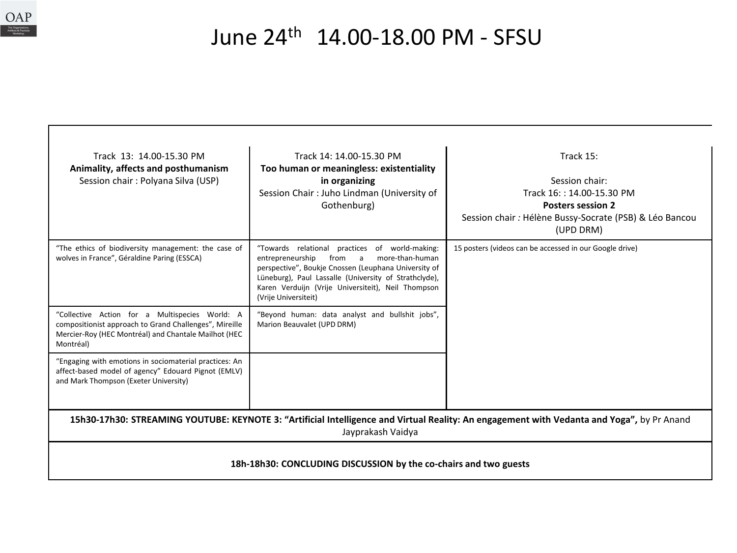# June 24th 14.00-18.00 PM - SFSU

| Track 13: 14.00-15.30 PM **Animality, affects and posthumanism** Session chair : Polyana Silva (USP) | Track 14: 14.00-15.30 PM **Too human or meaningless: existentiality in organizing** Session Chair : Juho Lindman (University of Gothenburg) | Track 15: Session chair: Track 16: : 14.00-15.30 PM **Posters session 2** Session chair *:* Hélène Bussy-Socrate (PSB) & Léo Bancou (UPD DRM) |
|---|---|---|
| "The ethics of biodiversity management: the case of wolves in France", Géraldine Paring (ESSCA) | "Towards relational practices of world-making: entrepreneurship from a more-than-human perspective", Boukje Cnossen (Leuphana University of Lüneburg), Paul Lassalle (University of Strathclyde), Karen Verduijn (Vrije Universiteit), Neil Thompson (Vrije Universiteit) | 15 posters (videos can be accessed in our Google drive) |
| "Collective Action for a Multispecies World: A compositionist approach to Grand Challenges", Mireille Mercier-Roy (HEC Montréal) and Chantale Mailhot (HEC Montréal) | "Beyond human: data analyst and bullshit jobs", Marion Beauvalet (UPD DRM) | |
| "Engaging with emotions in sociomaterial practices: An affect-based model of agency" Edouard Pignot (EMLV) and Mark Thompson (Exeter University) | | |
| **15h30-17h30: STREAMING YOUTUBE: KEYNOTE 3: "Artificial Intelligence and Virtual Reality: An engagement with Vedanta and Yoga",** by Pr Anand Jayprakash Vaidya | | |
| **18h-18h30: CONCLUDING DISCUSSION by the co-chairs and two guests** | | |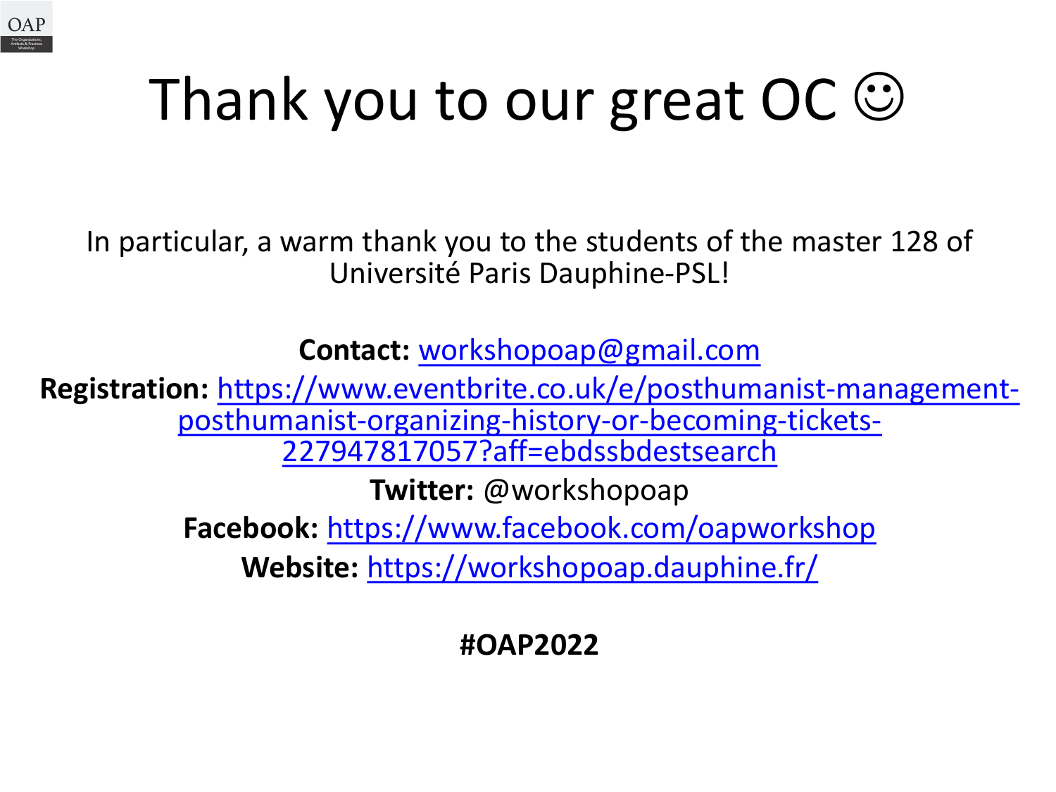# Thank you to our great OC ☺

In particular, a warm thank you to the students of the master 128 of Université Paris Dauphine-PSL!

**Contact:** workshopoap@gmail.com

**Registration:** https://www.eventbrite.co.uk/e/posthumanist-management-posthumanist-organizing-history-or-becoming-tickets-227947817057?aff=ebdssbdestsearch

**Twitter:** @workshopoap

**Facebook:** https://www.facebook.com/oapworkshop

**Website:** https://workshopoap.dauphine.fr/

**#OAP2022**